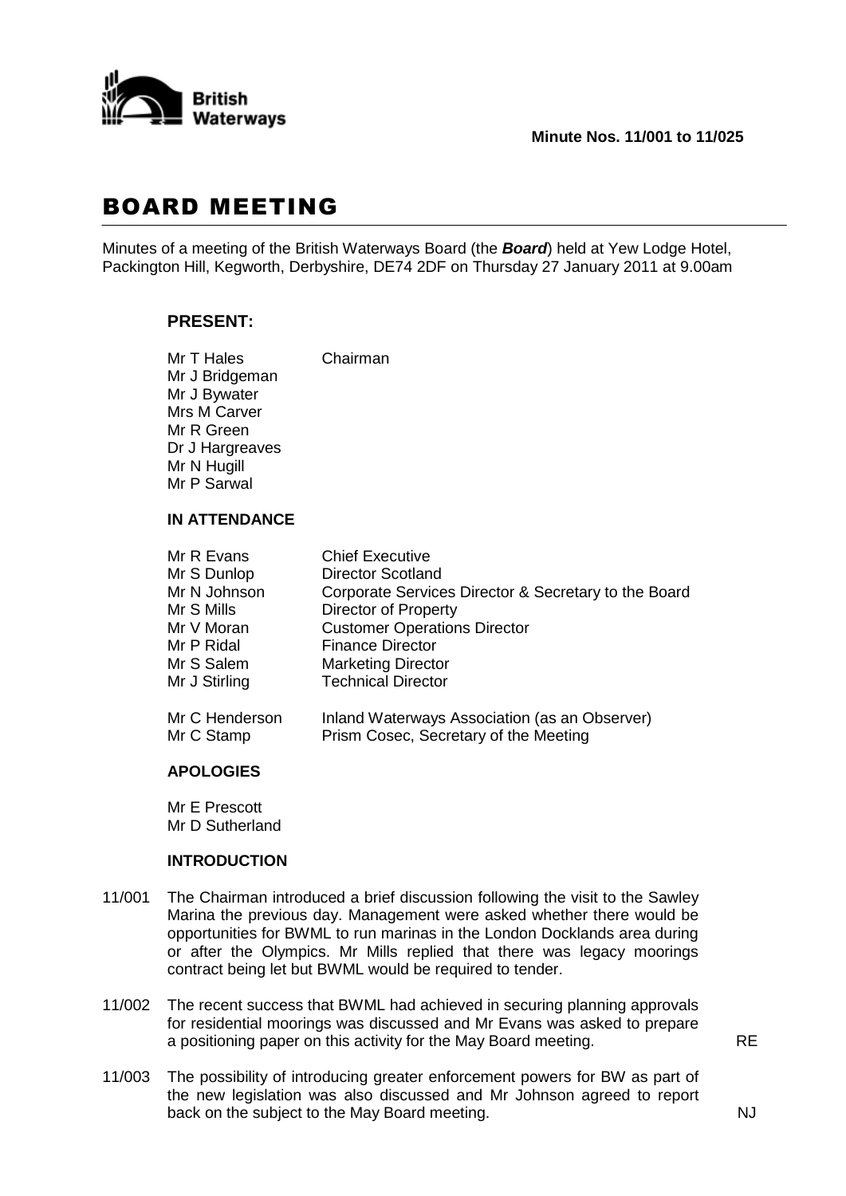British Waterways

**Minute Nos. 11/001 to 11/025**

# BOARD MEETING

Minutes of a meeting of the British Waterways Board (the ***Board***) held at Yew Lodge Hotel, Packington Hill, Kegworth, Derbyshire, DE74 2DF on Thursday 27 January 2011 at 9.00am

## PRESENT:

| | |
|---|---|
| Mr T Hales | Chairman |
| Mr J Bridgeman | |
| Mr J Bywater | |
| Mrs M Carver | |
| Mr R Green | |
| Dr J Hargreaves | |
| Mr N Hugill | |
| Mr P Sarwal | |

### IN ATTENDANCE

| | |
|---|---|
| Mr R Evans | Chief Executive |
| Mr S Dunlop | Director Scotland |
| Mr N Johnson | Corporate Services Director & Secretary to the Board |
| Mr S Mills | Director of Property |
| Mr V Moran | Customer Operations Director |
| Mr P Ridal | Finance Director |
| Mr S Salem | Marketing Director |
| Mr J Stirling | Technical Director |
| Mr C Henderson | Inland Waterways Association (as an Observer) |
| Mr C Stamp | Prism Cosec, Secretary of the Meeting |

### APOLOGIES

Mr E Prescott
Mr D Sutherland

### INTRODUCTION

11/001 The Chairman introduced a brief discussion following the visit to the Sawley Marina the previous day. Management were asked whether there would be opportunities for BWML to run marinas in the London Docklands area during or after the Olympics. Mr Mills replied that there was legacy moorings contract being let but BWML would be required to tender.

11/002 The recent success that BWML had achieved in securing planning approvals for residential moorings was discussed and Mr Evans was asked to prepare a positioning paper on this activity for the May Board meeting. **RE**

11/003 The possibility of introducing greater enforcement powers for BW as part of the new legislation was also discussed and Mr Johnson agreed to report back on the subject to the May Board meeting. **NJ**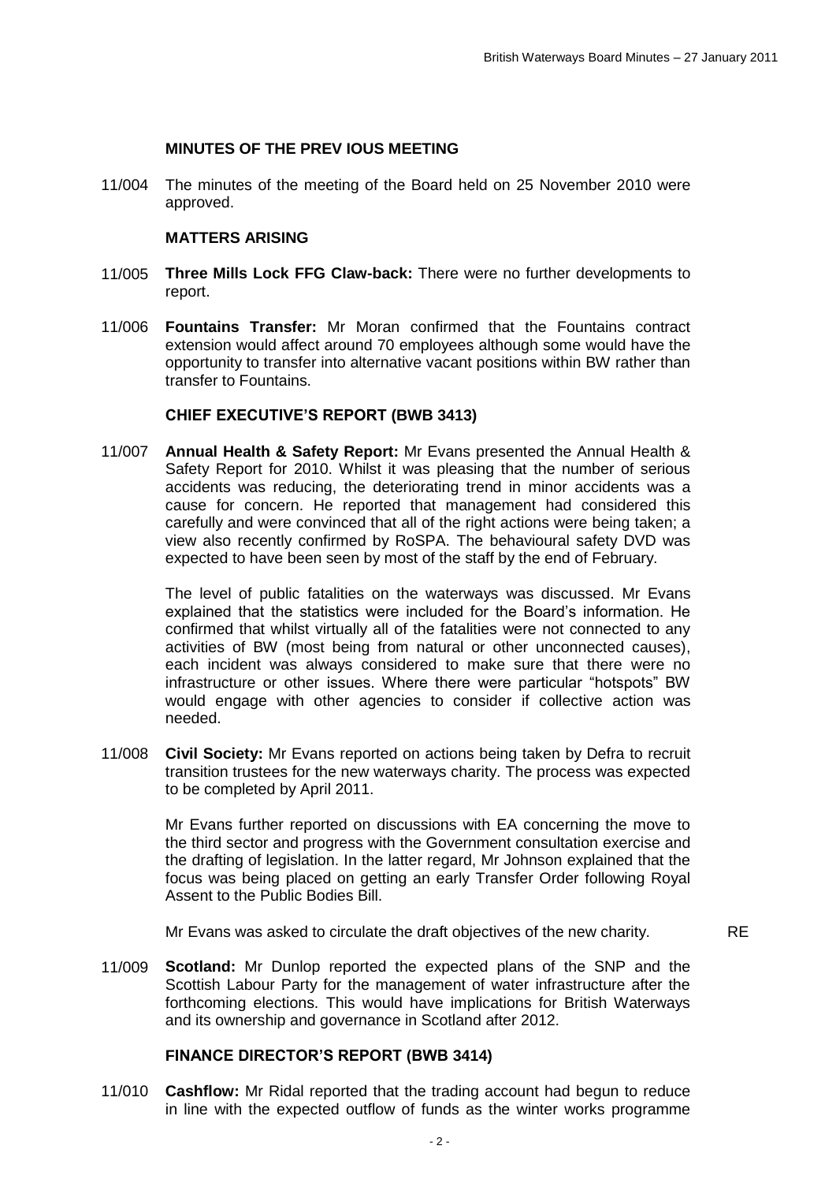## MINUTES OF THE PREV IOUS MEETING

11/004 The minutes of the meeting of the Board held on 25 November 2010 were approved.

## MATTERS ARISING

11/005 **Three Mills Lock FFG Claw-back:** There were no further developments to report.

11/006 **Fountains Transfer:** Mr Moran confirmed that the Fountains contract extension would affect around 70 employees although some would have the opportunity to transfer into alternative vacant positions within BW rather than transfer to Fountains.

## CHIEF EXECUTIVE'S REPORT (BWB 3413)

11/007 **Annual Health & Safety Report:** Mr Evans presented the Annual Health & Safety Report for 2010. Whilst it was pleasing that the number of serious accidents was reducing, the deteriorating trend in minor accidents was a cause for concern. He reported that management had considered this carefully and were convinced that all of the right actions were being taken; a view also recently confirmed by RoSPA. The behavioural safety DVD was expected to have been seen by most of the staff by the end of February.

The level of public fatalities on the waterways was discussed. Mr Evans explained that the statistics were included for the Board's information. He confirmed that whilst virtually all of the fatalities were not connected to any activities of BW (most being from natural or other unconnected causes), each incident was always considered to make sure that there were no infrastructure or other issues. Where there were particular "hotspots" BW would engage with other agencies to consider if collective action was needed.

11/008 **Civil Society:** Mr Evans reported on actions being taken by Defra to recruit transition trustees for the new waterways charity. The process was expected to be completed by April 2011.

Mr Evans further reported on discussions with EA concerning the move to the third sector and progress with the Government consultation exercise and the drafting of legislation. In the latter regard, Mr Johnson explained that the focus was being placed on getting an early Transfer Order following Royal Assent to the Public Bodies Bill.

Mr Evans was asked to circulate the draft objectives of the new charity. RE

11/009 **Scotland:** Mr Dunlop reported the expected plans of the SNP and the Scottish Labour Party for the management of water infrastructure after the forthcoming elections. This would have implications for British Waterways and its ownership and governance in Scotland after 2012.

## FINANCE DIRECTOR'S REPORT (BWB 3414)

11/010 **Cashflow:** Mr Ridal reported that the trading account had begun to reduce in line with the expected outflow of funds as the winter works programme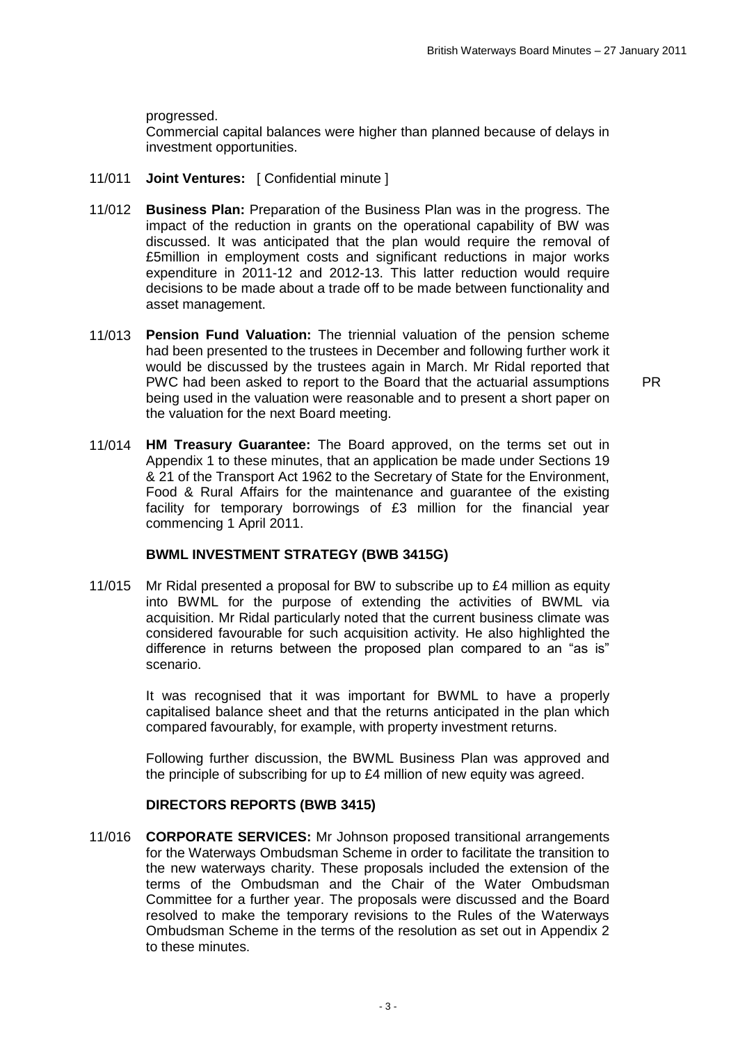progressed.

Commercial capital balances were higher than planned because of delays in investment opportunities.

11/011 **Joint Ventures:** [ Confidential minute ]

11/012 **Business Plan:** Preparation of the Business Plan was in the progress. The impact of the reduction in grants on the operational capability of BW was discussed. It was anticipated that the plan would require the removal of £5million in employment costs and significant reductions in major works expenditure in 2011-12 and 2012-13. This latter reduction would require decisions to be made about a trade off to be made between functionality and asset management.

11/013 **Pension Fund Valuation:** The triennial valuation of the pension scheme had been presented to the trustees in December and following further work it would be discussed by the trustees again in March. Mr Ridal reported that PWC had been asked to report to the Board that the actuarial assumptions being used in the valuation were reasonable and to present a short paper on the valuation for the next Board meeting. PR

11/014 **HM Treasury Guarantee:** The Board approved, on the terms set out in Appendix 1 to these minutes, that an application be made under Sections 19 & 21 of the Transport Act 1962 to the Secretary of State for the Environment, Food & Rural Affairs for the maintenance and guarantee of the existing facility for temporary borrowings of £3 million for the financial year commencing 1 April 2011.

**BWML INVESTMENT STRATEGY (BWB 3415G)**

11/015 Mr Ridal presented a proposal for BW to subscribe up to £4 million as equity into BWML for the purpose of extending the activities of BWML via acquisition. Mr Ridal particularly noted that the current business climate was considered favourable for such acquisition activity. He also highlighted the difference in returns between the proposed plan compared to an "as is" scenario.

It was recognised that it was important for BWML to have a properly capitalised balance sheet and that the returns anticipated in the plan which compared favourably, for example, with property investment returns.

Following further discussion, the BWML Business Plan was approved and the principle of subscribing for up to £4 million of new equity was agreed.

**DIRECTORS REPORTS (BWB 3415)**

11/016 **CORPORATE SERVICES:** Mr Johnson proposed transitional arrangements for the Waterways Ombudsman Scheme in order to facilitate the transition to the new waterways charity. These proposals included the extension of the terms of the Ombudsman and the Chair of the Water Ombudsman Committee for a further year. The proposals were discussed and the Board resolved to make the temporary revisions to the Rules of the Waterways Ombudsman Scheme in the terms of the resolution as set out in Appendix 2 to these minutes.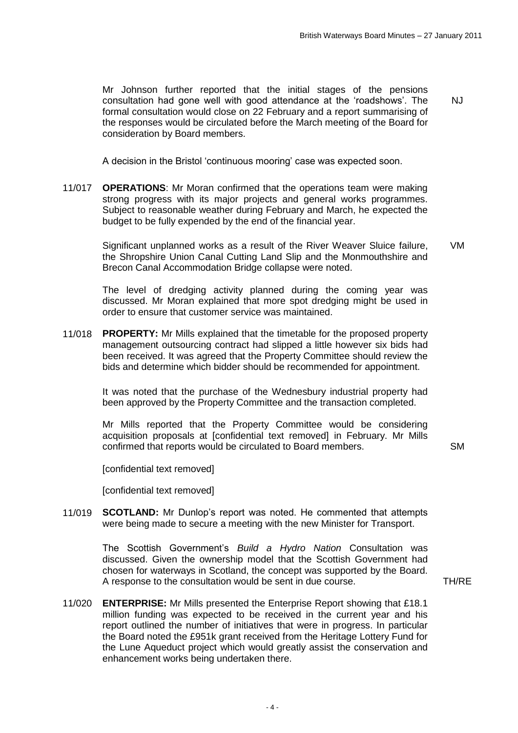Mr Johnson further reported that the initial stages of the pensions consultation had gone well with good attendance at the 'roadshows'. The formal consultation would close on 22 February and a report summarising of the responses would be circulated before the March meeting of the Board for consideration by Board members. NJ

A decision in the Bristol 'continuous mooring' case was expected soon.

11/017 **OPERATIONS**: Mr Moran confirmed that the operations team were making strong progress with its major projects and general works programmes. Subject to reasonable weather during February and March, he expected the budget to be fully expended by the end of the financial year.

Significant unplanned works as a result of the River Weaver Sluice failure, the Shropshire Union Canal Cutting Land Slip and the Monmouthshire and Brecon Canal Accommodation Bridge collapse were noted. VM

The level of dredging activity planned during the coming year was discussed. Mr Moran explained that more spot dredging might be used in order to ensure that customer service was maintained.

11/018 **PROPERTY:** Mr Mills explained that the timetable for the proposed property management outsourcing contract had slipped a little however six bids had been received. It was agreed that the Property Committee should review the bids and determine which bidder should be recommended for appointment.

It was noted that the purchase of the Wednesbury industrial property had been approved by the Property Committee and the transaction completed.

Mr Mills reported that the Property Committee would be considering acquisition proposals at [confidential text removed] in February. Mr Mills confirmed that reports would be circulated to Board members. SM

[confidential text removed]

[confidential text removed]

11/019 **SCOTLAND:** Mr Dunlop's report was noted. He commented that attempts were being made to secure a meeting with the new Minister for Transport.

The Scottish Government's *Build a Hydro Nation* Consultation was discussed. Given the ownership model that the Scottish Government had chosen for waterways in Scotland, the concept was supported by the Board. A response to the consultation would be sent in due course. TH/RE

11/020 **ENTERPRISE:** Mr Mills presented the Enterprise Report showing that £18.1 million funding was expected to be received in the current year and his report outlined the number of initiatives that were in progress. In particular the Board noted the £951k grant received from the Heritage Lottery Fund for the Lune Aqueduct project which would greatly assist the conservation and enhancement works being undertaken there.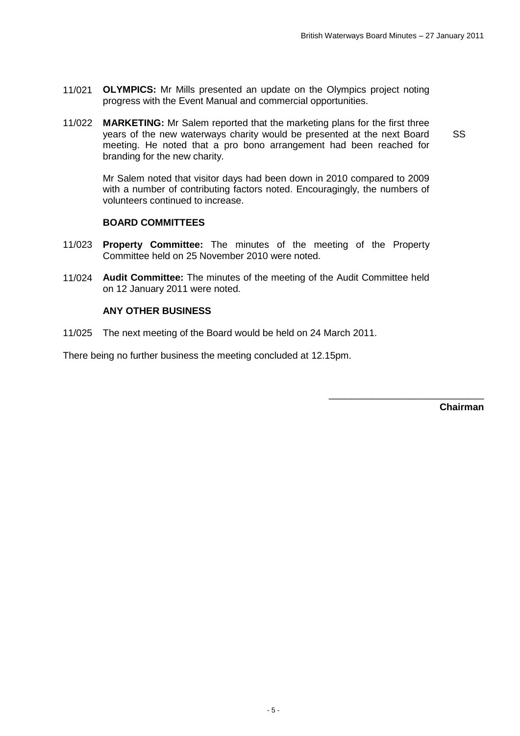11/021 **OLYMPICS:** Mr Mills presented an update on the Olympics project noting progress with the Event Manual and commercial opportunities.

11/022 **MARKETING:** Mr Salem reported that the marketing plans for the first three years of the new waterways charity would be presented at the next Board meeting. He noted that a pro bono arrangement had been reached for branding for the new charity. SS

Mr Salem noted that visitor days had been down in 2010 compared to 2009 with a number of contributing factors noted. Encouragingly, the numbers of volunteers continued to increase.

**BOARD COMMITTEES**

11/023 **Property Committee:** The minutes of the meeting of the Property Committee held on 25 November 2010 were noted.

11/024 **Audit Committee:** The minutes of the meeting of the Audit Committee held on 12 January 2011 were noted.

**ANY OTHER BUSINESS**

11/025 The next meeting of the Board would be held on 24 March 2011.

There being no further business the meeting concluded at 12.15pm.

\_\_\_\_\_\_\_\_\_\_\_\_\_\_\_\_\_\_\_\_\_\_\_\_\_\_\_\_\_\_

**Chairman**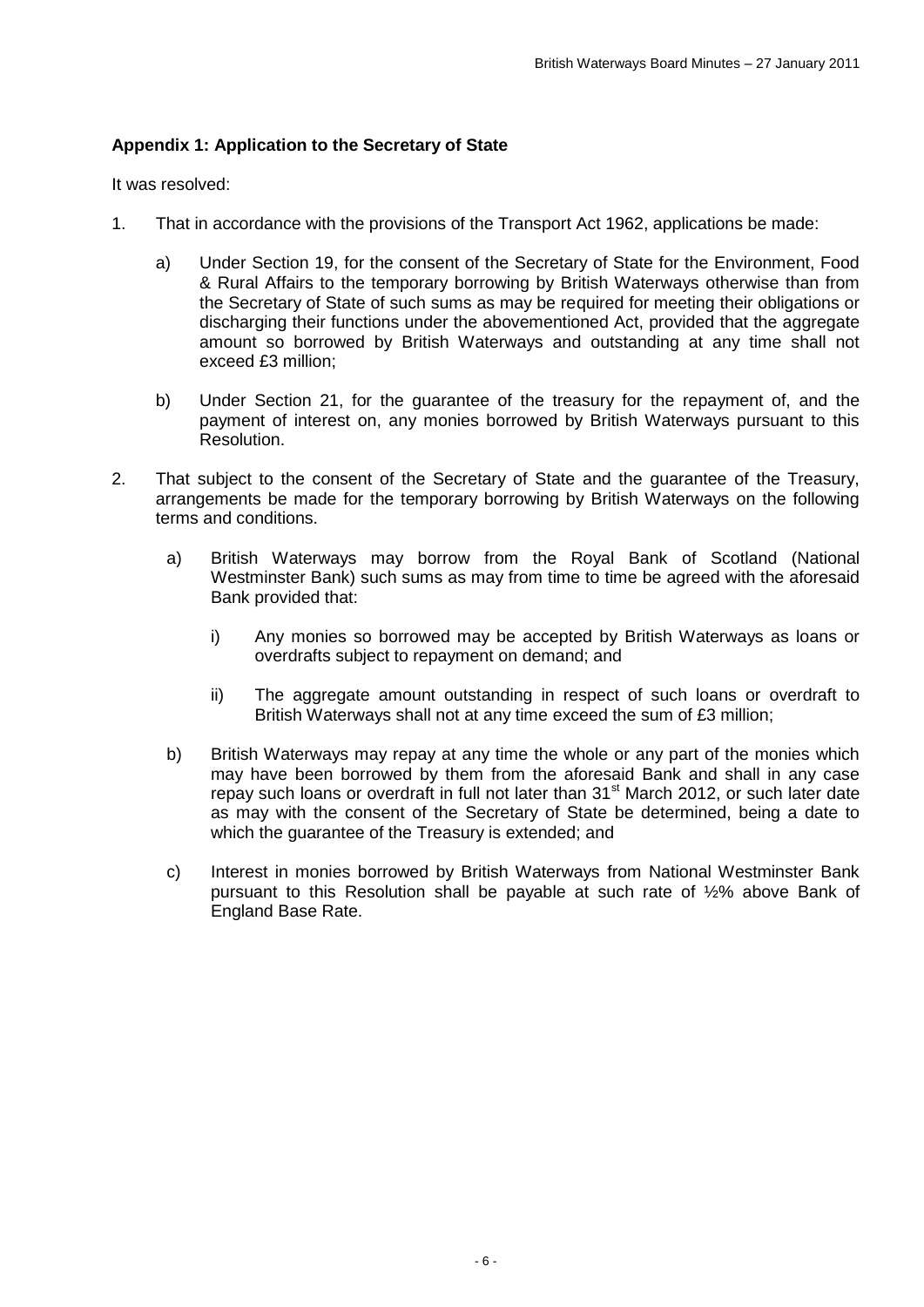**Appendix 1: Application to the Secretary of State**

It was resolved:

1. That in accordance with the provisions of the Transport Act 1962, applications be made:

   a) Under Section 19, for the consent of the Secretary of State for the Environment, Food & Rural Affairs to the temporary borrowing by British Waterways otherwise than from the Secretary of State of such sums as may be required for meeting their obligations or discharging their functions under the abovementioned Act, provided that the aggregate amount so borrowed by British Waterways and outstanding at any time shall not exceed £3 million;

   b) Under Section 21, for the guarantee of the treasury for the repayment of, and the payment of interest on, any monies borrowed by British Waterways pursuant to this Resolution.

2. That subject to the consent of the Secretary of State and the guarantee of the Treasury, arrangements be made for the temporary borrowing by British Waterways on the following terms and conditions.

   a) British Waterways may borrow from the Royal Bank of Scotland (National Westminster Bank) such sums as may from time to time be agreed with the aforesaid Bank provided that:

      i) Any monies so borrowed may be accepted by British Waterways as loans or overdrafts subject to repayment on demand; and

      ii) The aggregate amount outstanding in respect of such loans or overdraft to British Waterways shall not at any time exceed the sum of £3 million;

   b) British Waterways may repay at any time the whole or any part of the monies which may have been borrowed by them from the aforesaid Bank and shall in any case repay such loans or overdraft in full not later than 31st March 2012, or such later date as may with the consent of the Secretary of State be determined, being a date to which the guarantee of the Treasury is extended; and

   c) Interest in monies borrowed by British Waterways from National Westminster Bank pursuant to this Resolution shall be payable at such rate of ½% above Bank of England Base Rate.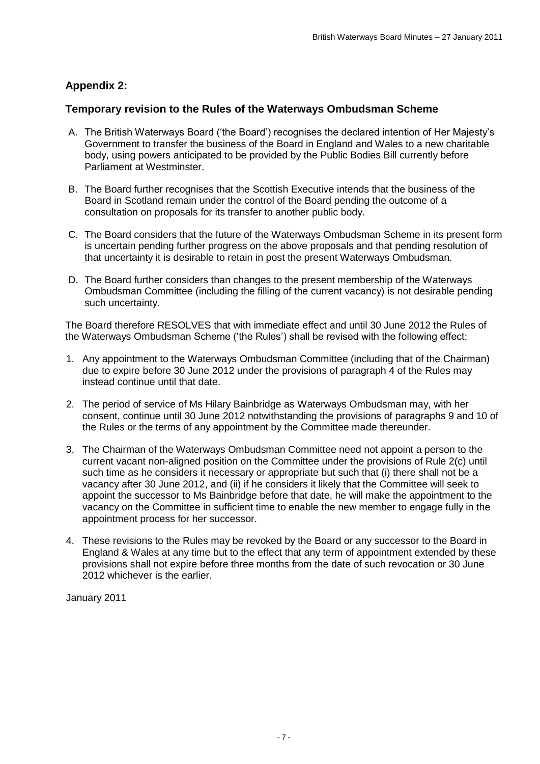## Appendix 2:

### Temporary revision to the Rules of the Waterways Ombudsman Scheme

A. The British Waterways Board ('the Board') recognises the declared intention of Her Majesty's Government to transfer the business of the Board in England and Wales to a new charitable body, using powers anticipated to be provided by the Public Bodies Bill currently before Parliament at Westminster.

B. The Board further recognises that the Scottish Executive intends that the business of the Board in Scotland remain under the control of the Board pending the outcome of a consultation on proposals for its transfer to another public body.

C. The Board considers that the future of the Waterways Ombudsman Scheme in its present form is uncertain pending further progress on the above proposals and that pending resolution of that uncertainty it is desirable to retain in post the present Waterways Ombudsman.

D. The Board further considers than changes to the present membership of the Waterways Ombudsman Committee (including the filling of the current vacancy) is not desirable pending such uncertainty.

The Board therefore RESOLVES that with immediate effect and until 30 June 2012 the Rules of the Waterways Ombudsman Scheme ('the Rules') shall be revised with the following effect:

1. Any appointment to the Waterways Ombudsman Committee (including that of the Chairman) due to expire before 30 June 2012 under the provisions of paragraph 4 of the Rules may instead continue until that date.

2. The period of service of Ms Hilary Bainbridge as Waterways Ombudsman may, with her consent, continue until 30 June 2012 notwithstanding the provisions of paragraphs 9 and 10 of the Rules or the terms of any appointment by the Committee made thereunder.

3. The Chairman of the Waterways Ombudsman Committee need not appoint a person to the current vacant non-aligned position on the Committee under the provisions of Rule 2(c) until such time as he considers it necessary or appropriate but such that (i) there shall not be a vacancy after 30 June 2012, and (ii) if he considers it likely that the Committee will seek to appoint the successor to Ms Bainbridge before that date, he will make the appointment to the vacancy on the Committee in sufficient time to enable the new member to engage fully in the appointment process for her successor.

4. These revisions to the Rules may be revoked by the Board or any successor to the Board in England & Wales at any time but to the effect that any term of appointment extended by these provisions shall not expire before three months from the date of such revocation or 30 June 2012 whichever is the earlier.

January 2011